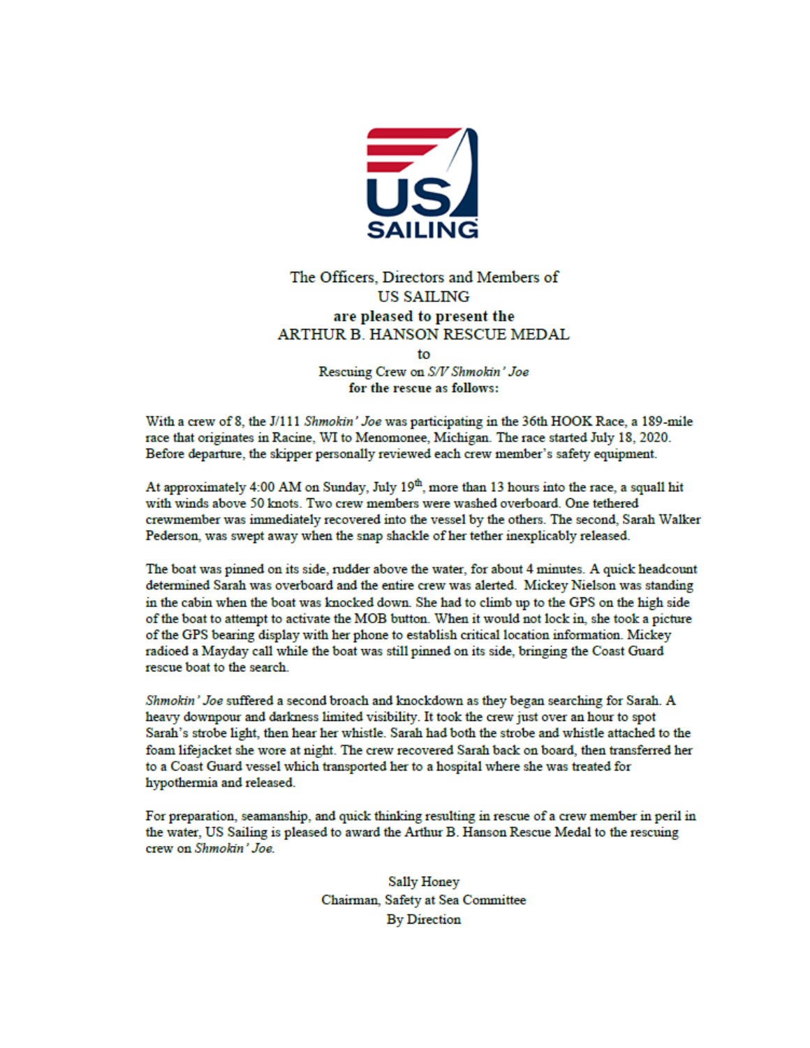US SAILING

The Officers, Directors and Members of
US SAILING
**are pleased to present the**
ARTHUR B. HANSON RESCUE MEDAL
to
Rescuing Crew on *S/V Shmokin' Joe*
**for the rescue as follows:**

With a crew of 8, the J/111 *Shmokin' Joe* was participating in the 36th HOOK Race, a 189-mile race that originates in Racine, WI to Menomonee, Michigan. The race started July 18, 2020. Before departure, the skipper personally reviewed each crew member's safety equipment.

At approximately 4:00 AM on Sunday, July 19th, more than 13 hours into the race, a squall hit with winds above 50 knots. Two crew members were washed overboard. One tethered crewmember was immediately recovered into the vessel by the others. The second, Sarah Walker Pederson, was swept away when the snap shackle of her tether inexplicably released.

The boat was pinned on its side, rudder above the water, for about 4 minutes. A quick headcount determined Sarah was overboard and the entire crew was alerted. Mickey Nielson was standing in the cabin when the boat was knocked down. She had to climb up to the GPS on the high side of the boat to attempt to activate the MOB button. When it would not lock in, she took a picture of the GPS bearing display with her phone to establish critical location information. Mickey radioed a Mayday call while the boat was still pinned on its side, bringing the Coast Guard rescue boat to the search.

*Shmokin' Joe* suffered a second broach and knockdown as they began searching for Sarah. A heavy downpour and darkness limited visibility. It took the crew just over an hour to spot Sarah's strobe light, then hear her whistle. Sarah had both the strobe and whistle attached to the foam lifejacket she wore at night. The crew recovered Sarah back on board, then transferred her to a Coast Guard vessel which transported her to a hospital where she was treated for hypothermia and released.

For preparation, seamanship, and quick thinking resulting in rescue of a crew member in peril in the water, US Sailing is pleased to award the Arthur B. Hanson Rescue Medal to the rescuing crew on *Shmokin' Joe*.

Sally Honey
Chairman, Safety at Sea Committee
By Direction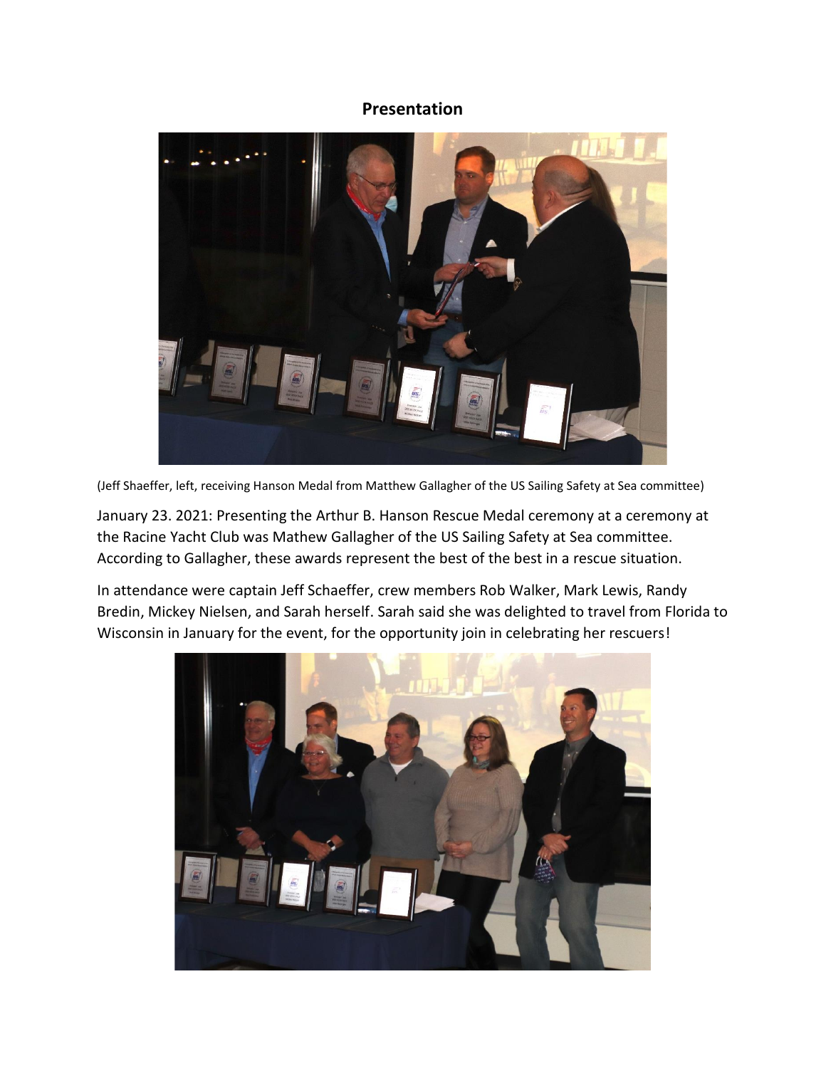## Presentation

(Jeff Shaeffer, left, receiving Hanson Medal from Matthew Gallagher of the US Sailing Safety at Sea committee)

January 23. 2021: Presenting the Arthur B. Hanson Rescue Medal ceremony at a ceremony at the Racine Yacht Club was Mathew Gallagher of the US Sailing Safety at Sea committee. According to Gallagher, these awards represent the best of the best in a rescue situation.

In attendance were captain Jeff Schaeffer, crew members Rob Walker, Mark Lewis, Randy Bredin, Mickey Nielsen, and Sarah herself. Sarah said she was delighted to travel from Florida to Wisconsin in January for the event, for the opportunity join in celebrating her rescuers!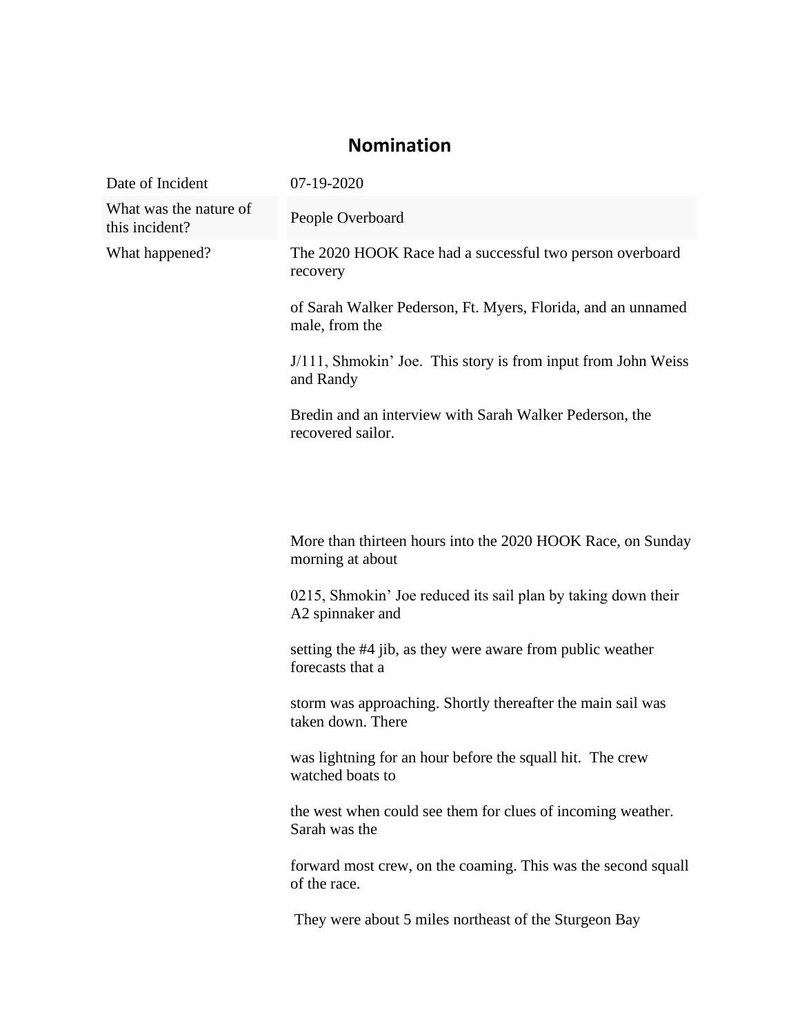## Nomination

| | |
|---|---|
| Date of Incident | 07-19-2020 |
| What was the nature of this incident? | People Overboard |
| What happened? | The 2020 HOOK Race had a successful two person overboard recovery<br><br>of Sarah Walker Pederson, Ft. Myers, Florida, and an unnamed male, from the<br><br>J/111, Shmokin' Joe. This story is from input from John Weiss and Randy<br><br>Bredin and an interview with Sarah Walker Pederson, the recovered sailor.<br><br>More than thirteen hours into the 2020 HOOK Race, on Sunday morning at about<br><br>0215, Shmokin' Joe reduced its sail plan by taking down their A2 spinnaker and<br><br>setting the #4 jib, as they were aware from public weather forecasts that a<br><br>storm was approaching. Shortly thereafter the main sail was taken down. There<br><br>was lightning for an hour before the squall hit. The crew watched boats to<br><br>the west when could see them for clues of incoming weather. Sarah was the<br><br>forward most crew, on the coaming. This was the second squall of the race.<br><br>They were about 5 miles northeast of the Sturgeon Bay |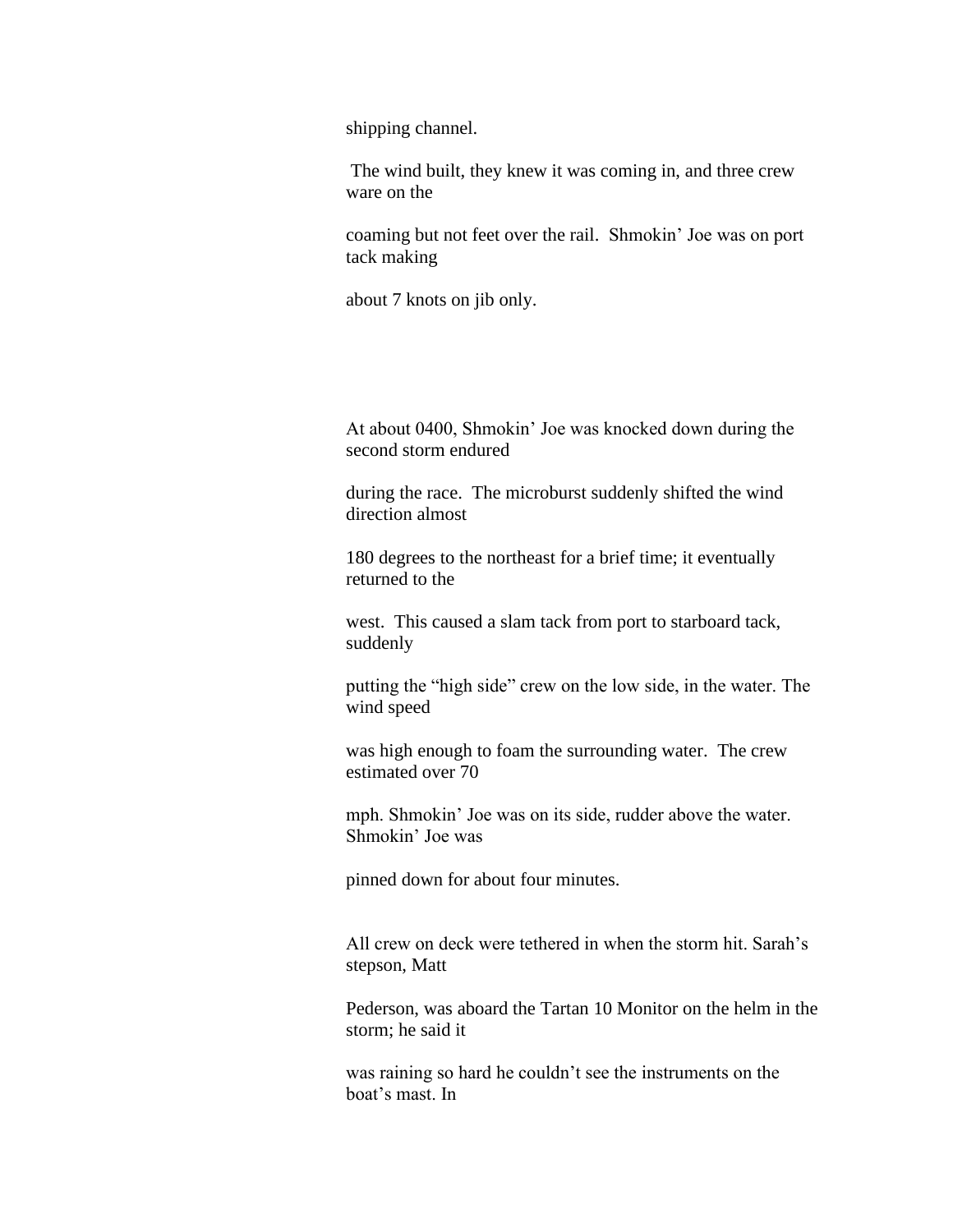shipping channel.

The wind built, they knew it was coming in, and three crew ware on the coaming but not feet over the rail. Shmokin' Joe was on port tack making about 7 knots on jib only.

At about 0400, Shmokin' Joe was knocked down during the second storm endured during the race. The microburst suddenly shifted the wind direction almost 180 degrees to the northeast for a brief time; it eventually returned to the west. This caused a slam tack from port to starboard tack, suddenly putting the "high side" crew on the low side, in the water. The wind speed was high enough to foam the surrounding water. The crew estimated over 70 mph. Shmokin' Joe was on its side, rudder above the water. Shmokin' Joe was pinned down for about four minutes.

All crew on deck were tethered in when the storm hit. Sarah's stepson, Matt Pederson, was aboard the Tartan 10 Monitor on the helm in the storm; he said it was raining so hard he couldn't see the instruments on the boat's mast. In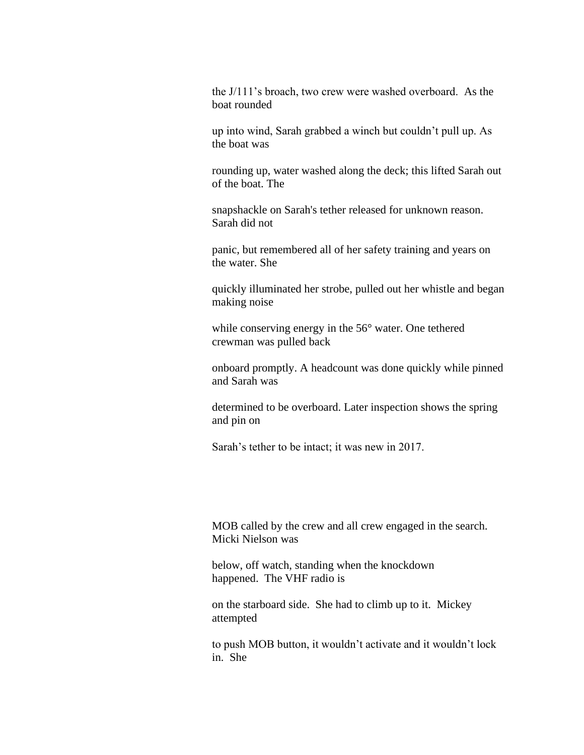the J/111's broach, two crew were washed overboard. As the boat rounded

up into wind, Sarah grabbed a winch but couldn't pull up. As the boat was

rounding up, water washed along the deck; this lifted Sarah out of the boat. The

snapshackle on Sarah's tether released for unknown reason. Sarah did not

panic, but remembered all of her safety training and years on the water. She

quickly illuminated her strobe, pulled out her whistle and began making noise

while conserving energy in the 56° water. One tethered crewman was pulled back

onboard promptly. A headcount was done quickly while pinned and Sarah was

determined to be overboard. Later inspection shows the spring and pin on

Sarah's tether to be intact; it was new in 2017.

MOB called by the crew and all crew engaged in the search. Micki Nielson was

below, off watch, standing when the knockdown happened. The VHF radio is

on the starboard side. She had to climb up to it. Mickey attempted

to push MOB button, it wouldn't activate and it wouldn't lock in. She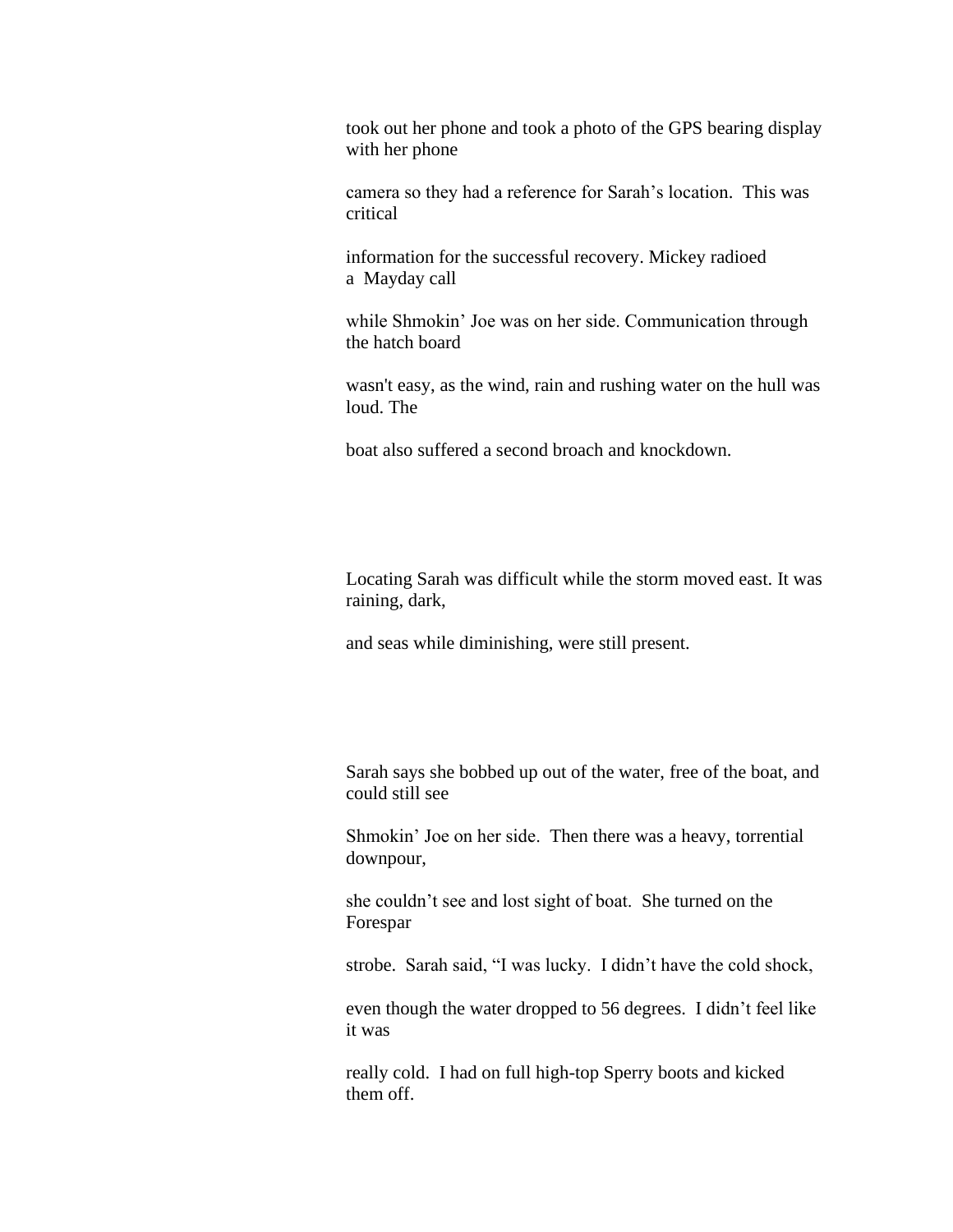took out her phone and took a photo of the GPS bearing display with her phone camera so they had a reference for Sarah's location. This was critical information for the successful recovery. Mickey radioed a Mayday call while Shmokin' Joe was on her side. Communication through the hatch board wasn't easy, as the wind, rain and rushing water on the hull was loud. The boat also suffered a second broach and knockdown.

Locating Sarah was difficult while the storm moved east. It was raining, dark, and seas while diminishing, were still present.

Sarah says she bobbed up out of the water, free of the boat, and could still see Shmokin' Joe on her side. Then there was a heavy, torrential downpour, she couldn't see and lost sight of boat. She turned on the Forespar strobe. Sarah said, "I was lucky. I didn't have the cold shock, even though the water dropped to 56 degrees. I didn't feel like it was really cold. I had on full high-top Sperry boots and kicked them off.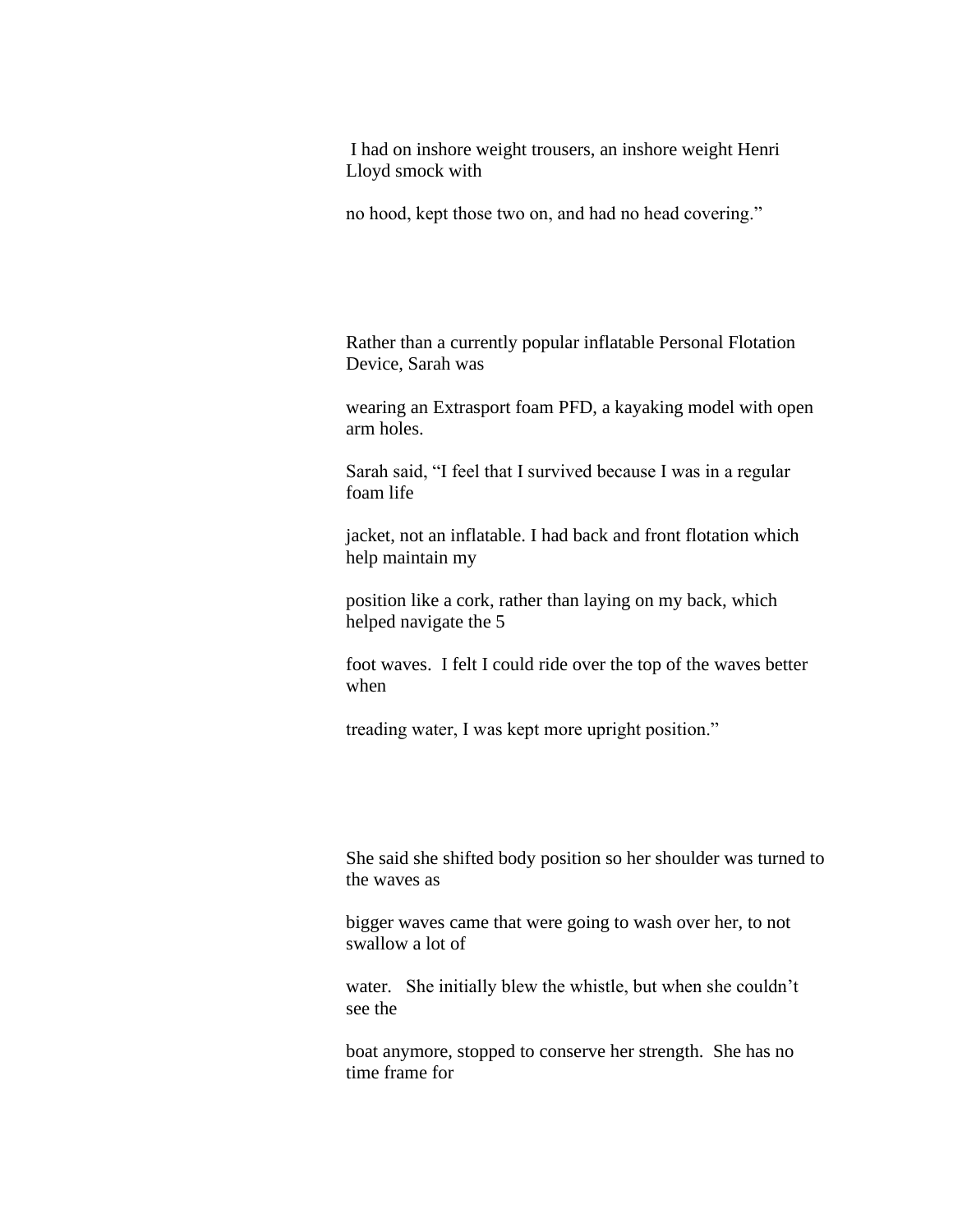I had on inshore weight trousers, an inshore weight Henri Lloyd smock with no hood, kept those two on, and had no head covering."

Rather than a currently popular inflatable Personal Flotation Device, Sarah was wearing an Extrasport foam PFD, a kayaking model with open arm holes.

Sarah said, "I feel that I survived because I was in a regular foam life jacket, not an inflatable. I had back and front flotation which help maintain my position like a cork, rather than laying on my back, which helped navigate the 5 foot waves. I felt I could ride over the top of the waves better when treading water, I was kept more upright position."

She said she shifted body position so her shoulder was turned to the waves as bigger waves came that were going to wash over her, to not swallow a lot of water. She initially blew the whistle, but when she couldn't see the boat anymore, stopped to conserve her strength. She has no time frame for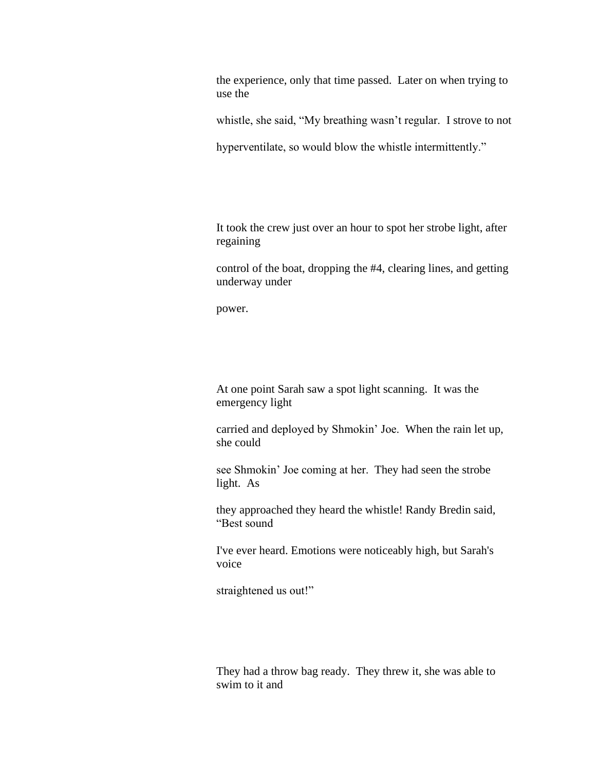the experience, only that time passed. Later on when trying to use the whistle, she said, "My breathing wasn't regular. I strove to not hyperventilate, so would blow the whistle intermittently."

It took the crew just over an hour to spot her strobe light, after regaining control of the boat, dropping the #4, clearing lines, and getting underway under power.

At one point Sarah saw a spot light scanning. It was the emergency light carried and deployed by Shmokin' Joe. When the rain let up, she could see Shmokin' Joe coming at her. They had seen the strobe light. As they approached they heard the whistle! Randy Bredin said, "Best sound I've ever heard. Emotions were noticeably high, but Sarah's voice straightened us out!"

They had a throw bag ready. They threw it, she was able to swim to it and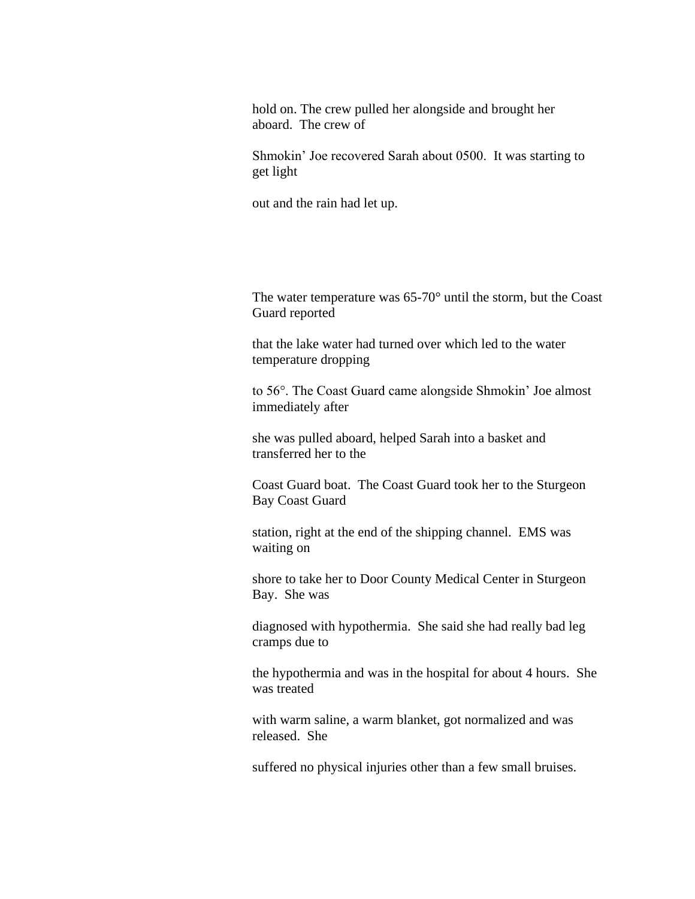hold on. The crew pulled her alongside and brought her aboard. The crew of Shmokin' Joe recovered Sarah about 0500. It was starting to get light out and the rain had let up.

The water temperature was 65-70° until the storm, but the Coast Guard reported that the lake water had turned over which led to the water temperature dropping to 56°. The Coast Guard came alongside Shmokin' Joe almost immediately after she was pulled aboard, helped Sarah into a basket and transferred her to the Coast Guard boat. The Coast Guard took her to the Sturgeon Bay Coast Guard station, right at the end of the shipping channel. EMS was waiting on shore to take her to Door County Medical Center in Sturgeon Bay. She was diagnosed with hypothermia. She said she had really bad leg cramps due to the hypothermia and was in the hospital for about 4 hours. She was treated with warm saline, a warm blanket, got normalized and was released. She suffered no physical injuries other than a few small bruises.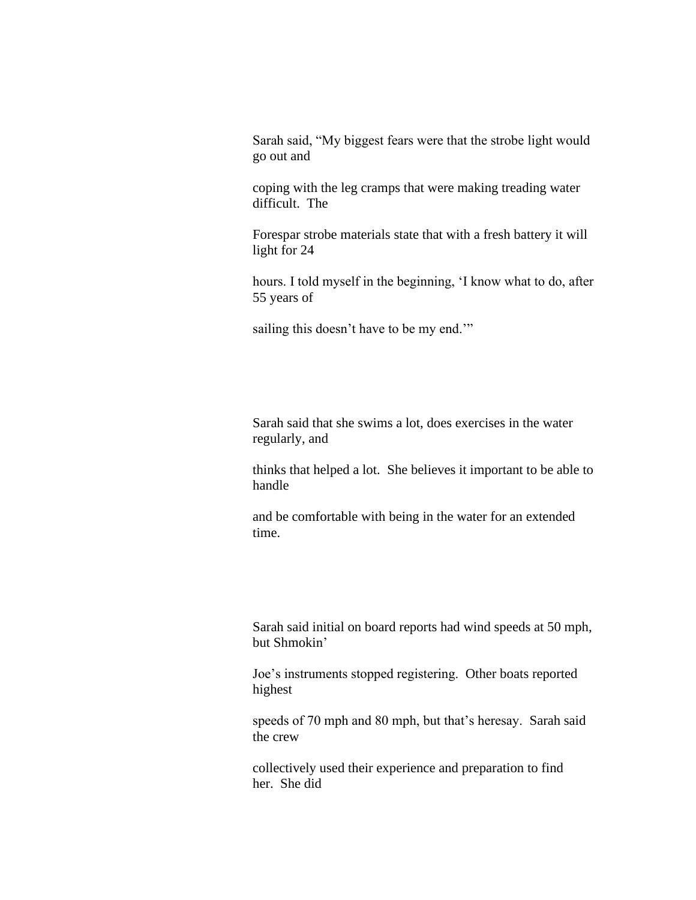Sarah said, "My biggest fears were that the strobe light would go out and coping with the leg cramps that were making treading water difficult. The Forespar strobe materials state that with a fresh battery it will light for 24 hours. I told myself in the beginning, 'I know what to do, after 55 years of sailing this doesn't have to be my end.'"

Sarah said that she swims a lot, does exercises in the water regularly, and thinks that helped a lot. She believes it important to be able to handle and be comfortable with being in the water for an extended time.

Sarah said initial on board reports had wind speeds at 50 mph, but Shmokin' Joe's instruments stopped registering. Other boats reported highest speeds of 70 mph and 80 mph, but that's heresay. Sarah said the crew collectively used their experience and preparation to find her. She did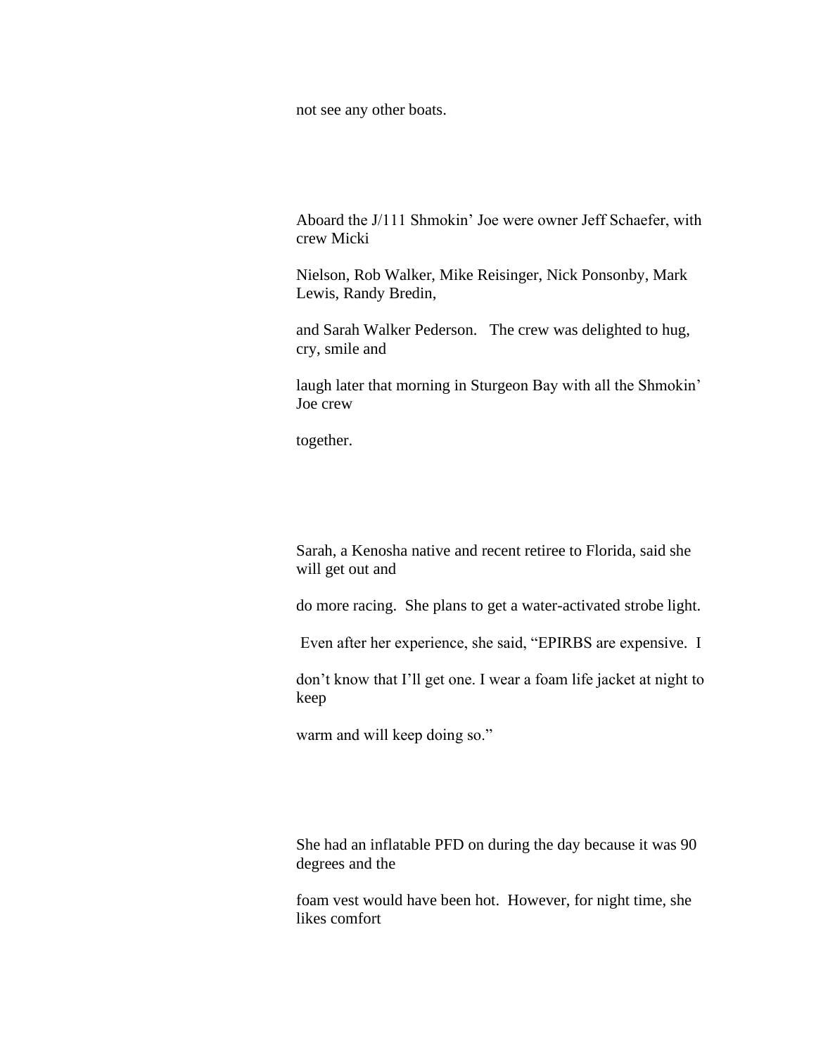not see any other boats.

Aboard the J/111 Shmokin' Joe were owner Jeff Schaefer, with crew Micki Nielson, Rob Walker, Mike Reisinger, Nick Ponsonby, Mark Lewis, Randy Bredin, and Sarah Walker Pederson. The crew was delighted to hug, cry, smile and laugh later that morning in Sturgeon Bay with all the Shmokin' Joe crew together.

Sarah, a Kenosha native and recent retiree to Florida, said she will get out and do more racing. She plans to get a water-activated strobe light. Even after her experience, she said, "EPIRBS are expensive. I don't know that I'll get one. I wear a foam life jacket at night to keep warm and will keep doing so."

She had an inflatable PFD on during the day because it was 90 degrees and the foam vest would have been hot. However, for night time, she likes comfort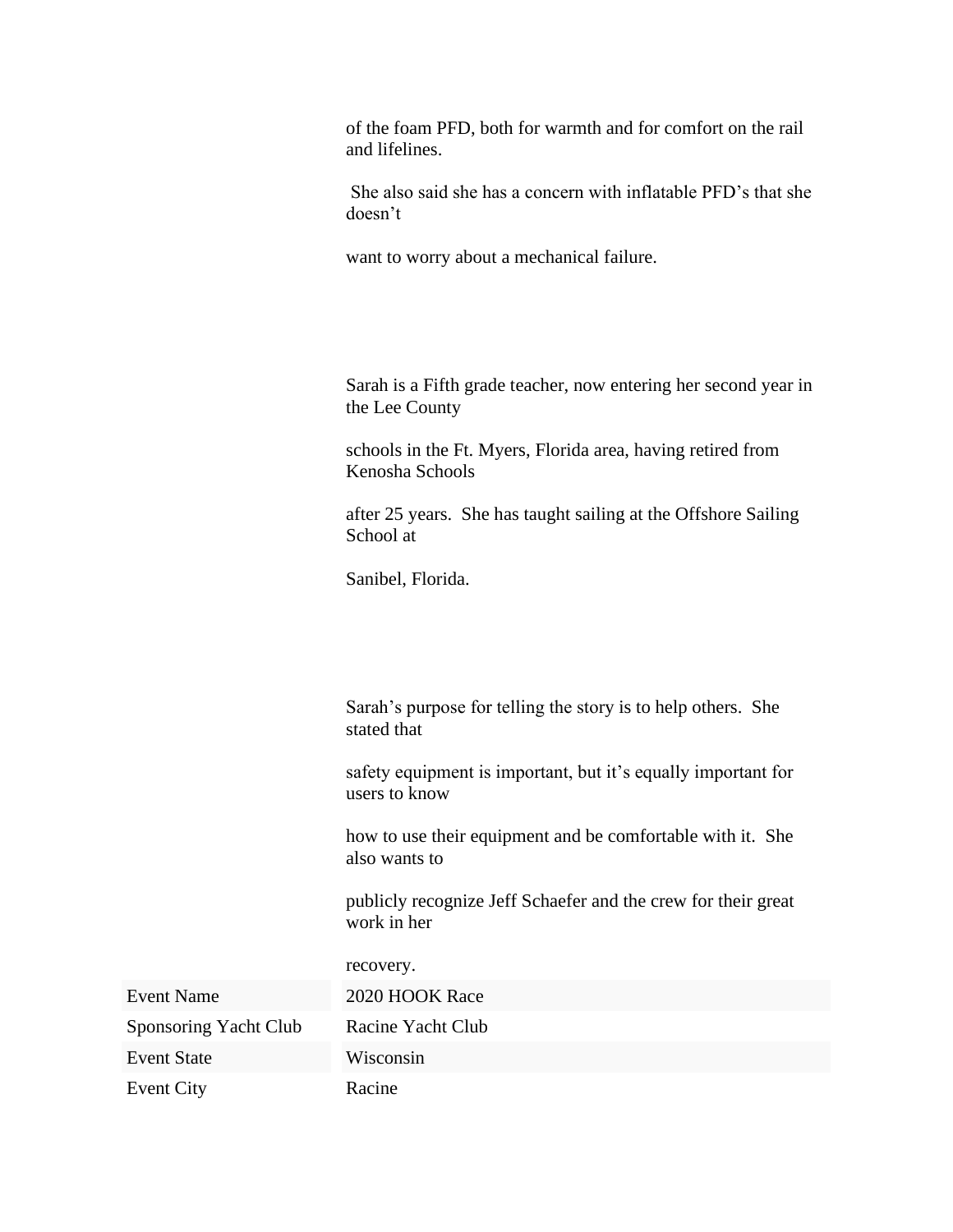of the foam PFD, both for warmth and for comfort on the rail and lifelines.

She also said she has a concern with inflatable PFD's that she doesn't want to worry about a mechanical failure.

Sarah is a Fifth grade teacher, now entering her second year in the Lee County schools in the Ft. Myers, Florida area, having retired from Kenosha Schools after 25 years. She has taught sailing at the Offshore Sailing School at Sanibel, Florida.

Sarah's purpose for telling the story is to help others. She stated that safety equipment is important, but it's equally important for users to know how to use their equipment and be comfortable with it. She also wants to publicly recognize Jeff Schaefer and the crew for their great work in her recovery.

| | |
|---|---|
| Event Name | 2020 HOOK Race |
| Sponsoring Yacht Club | Racine Yacht Club |
| Event State | Wisconsin |
| Event City | Racine |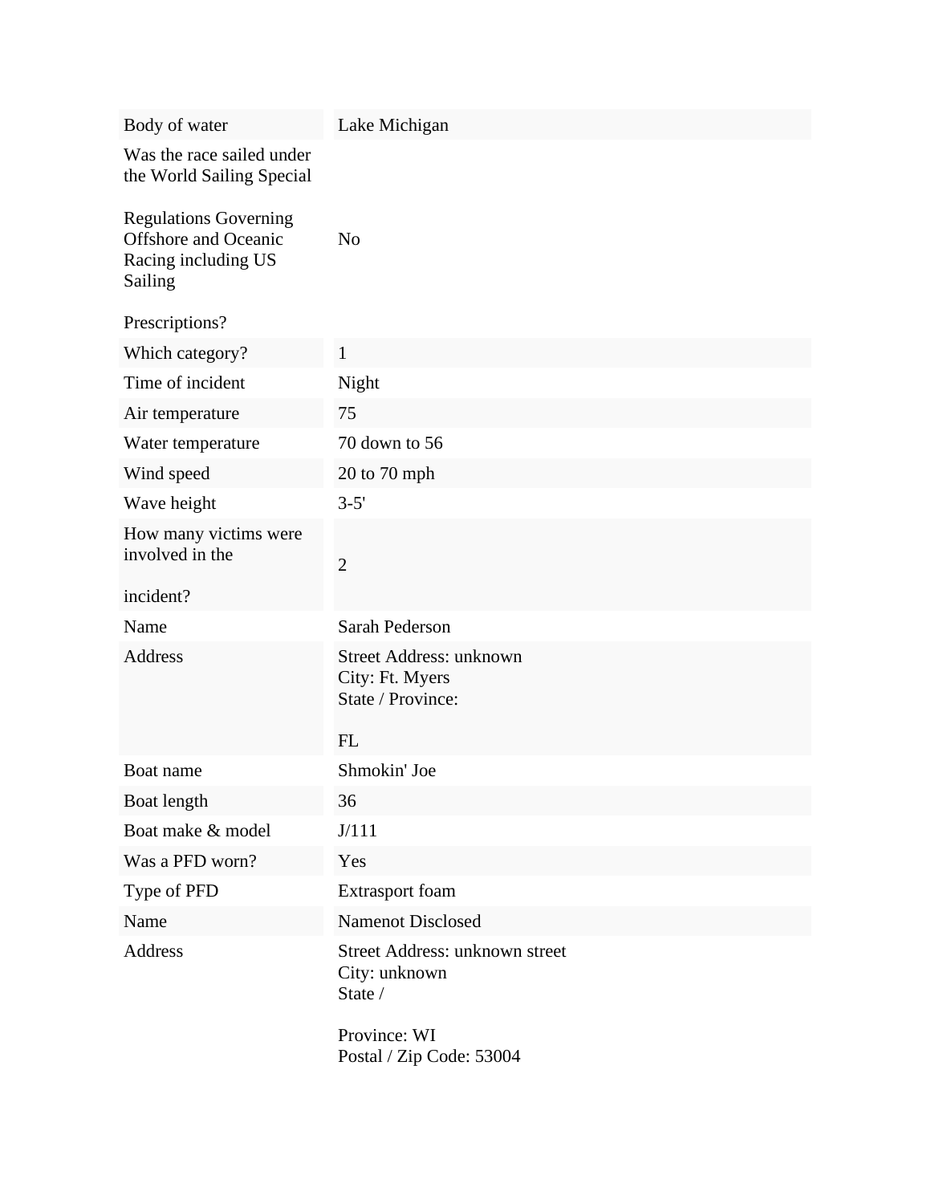| | |
|---|---|
| Body of water | Lake Michigan |
| Was the race sailed under the World Sailing Special Regulations Governing Offshore and Oceanic Racing including US Sailing Prescriptions? | No |
| Which category? | 1 |
| Time of incident | Night |
| Air temperature | 75 |
| Water temperature | 70 down to 56 |
| Wind speed | 20 to 70 mph |
| Wave height | 3-5' |
| How many victims were involved in the incident? | 2 |
| Name | Sarah Pederson |
| Address | Street Address: unknown<br>City: Ft. Myers<br>State / Province: FL |
| Boat name | Shmokin' Joe |
| Boat length | 36 |
| Boat make & model | J/111 |
| Was a PFD worn? | Yes |
| Type of PFD | Extrasport foam |
| Name | Namenot Disclosed |
| Address | Street Address: unknown street<br>City: unknown<br>State / Province: WI<br>Postal / Zip Code: 53004 |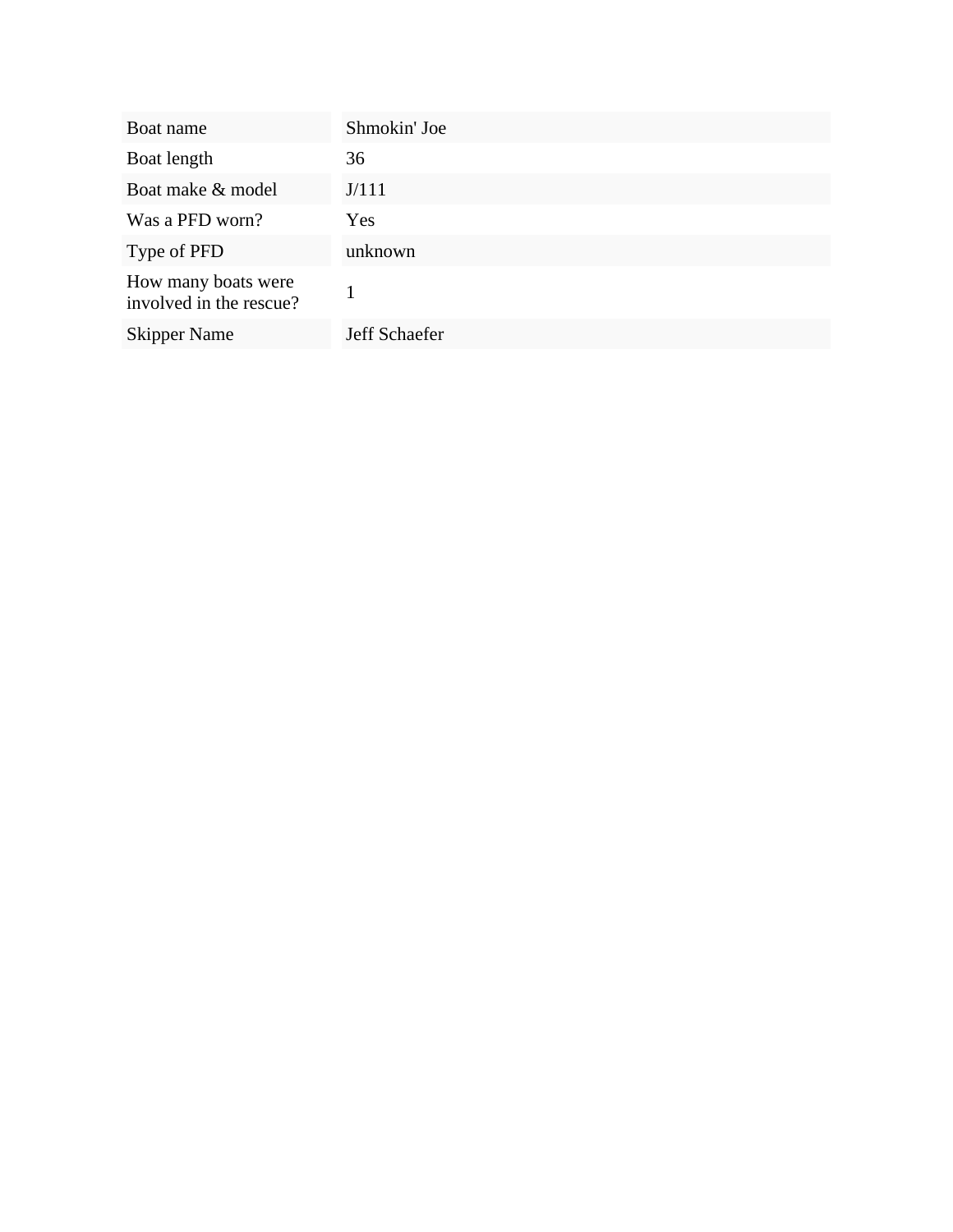| | |
|---|---|
| Boat name | Shmokin' Joe |
| Boat length | 36 |
| Boat make & model | J/111 |
| Was a PFD worn? | Yes |
| Type of PFD | unknown |
| How many boats were involved in the rescue? | 1 |
| Skipper Name | Jeff Schaefer |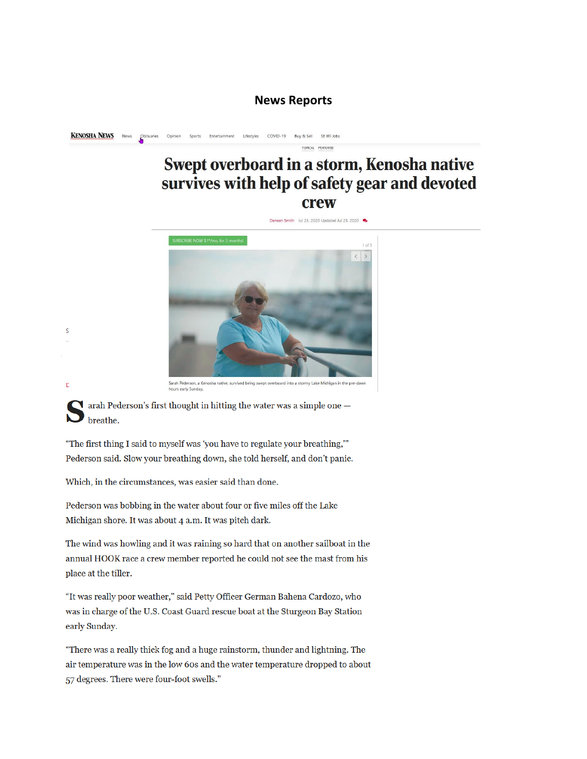# News Reports

KENOSHA NEWS News Obituaries Opinion Sports Entertainment Lifestyles COVID-19 Buy & Sell SE WI Jobs

TOPICAL FEATURED

## Swept overboard in a storm, Kenosha native survives with help of safety gear and devoted crew

Deneen Smith Jul 23, 2020 Updated Jul 23, 2020

SUBSCRIBE NOW $1*/mo. for 3 months!

1 of 3

Sarah Pederson, a Kenosha native, survived being swept overboard into a stormy Lake Michigan in the pre-dawn hours early Sunday.

Sarah Pederson's first thought in hitting the water was a simple one — breathe.

"The first thing I said to myself was 'you have to regulate your breathing,'" Pederson said. Slow your breathing down, she told herself, and don't panic.

Which, in the circumstances, was easier said than done.

Pederson was bobbing in the water about four or five miles off the Lake Michigan shore. It was about 4 a.m. It was pitch dark.

The wind was howling and it was raining so hard that on another sailboat in the annual HOOK race a crew member reported he could not see the mast from his place at the tiller.

"It was really poor weather," said Petty Officer German Bahena Cardozo, who was in charge of the U.S. Coast Guard rescue boat at the Sturgeon Bay Station early Sunday.

"There was a really thick fog and a huge rainstorm, thunder and lightning. The air temperature was in the low 60s and the water temperature dropped to about 57 degrees. There were four-foot swells."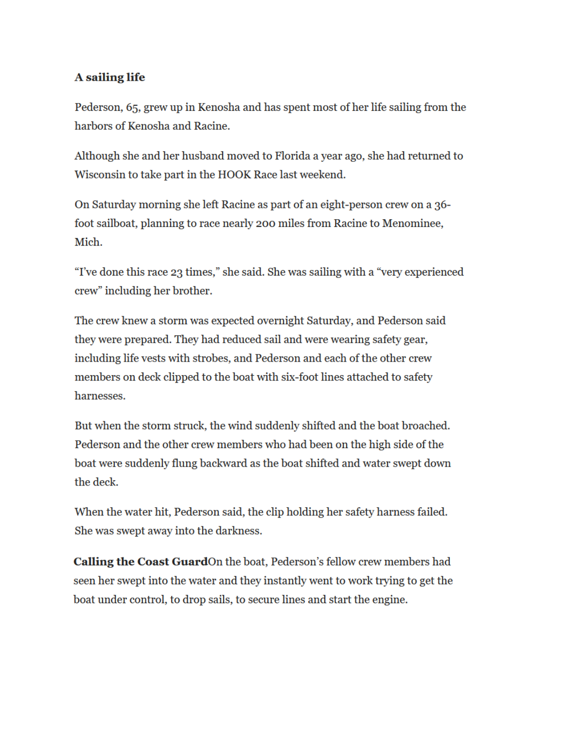### A sailing life

Pederson, 65, grew up in Kenosha and has spent most of her life sailing from the harbors of Kenosha and Racine.

Although she and her husband moved to Florida a year ago, she had returned to Wisconsin to take part in the HOOK Race last weekend.

On Saturday morning she left Racine as part of an eight-person crew on a 36-foot sailboat, planning to race nearly 200 miles from Racine to Menominee, Mich.

"I've done this race 23 times," she said. She was sailing with a "very experienced crew" including her brother.

The crew knew a storm was expected overnight Saturday, and Pederson said they were prepared. They had reduced sail and were wearing safety gear, including life vests with strobes, and Pederson and each of the other crew members on deck clipped to the boat with six-foot lines attached to safety harnesses.

But when the storm struck, the wind suddenly shifted and the boat broached. Pederson and the other crew members who had been on the high side of the boat were suddenly flung backward as the boat shifted and water swept down the deck.

When the water hit, Pederson said, the clip holding her safety harness failed. She was swept away into the darkness.

**Calling the Coast Guard**On the boat, Pederson's fellow crew members had seen her swept into the water and they instantly went to work trying to get the boat under control, to drop sails, to secure lines and start the engine.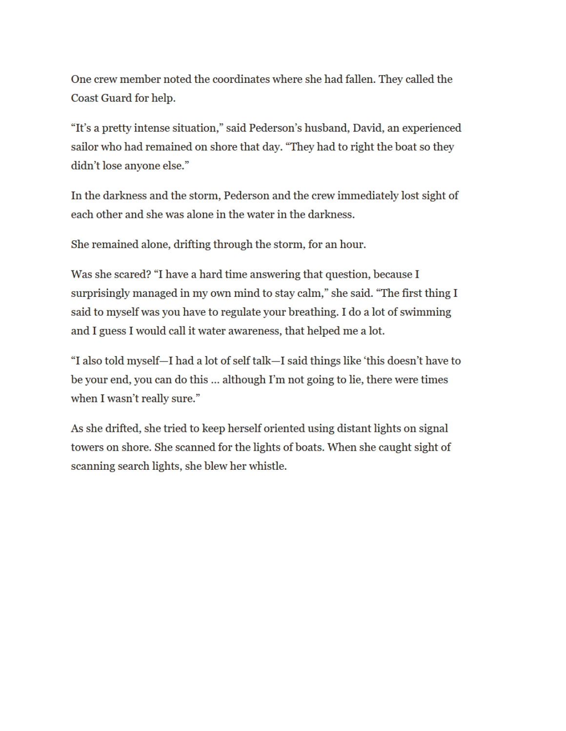One crew member noted the coordinates where she had fallen. They called the Coast Guard for help.

“It’s a pretty intense situation,” said Pederson’s husband, David, an experienced sailor who had remained on shore that day. “They had to right the boat so they didn’t lose anyone else.”

In the darkness and the storm, Pederson and the crew immediately lost sight of each other and she was alone in the water in the darkness.

She remained alone, drifting through the storm, for an hour.

Was she scared? “I have a hard time answering that question, because I surprisingly managed in my own mind to stay calm,” she said. “The first thing I said to myself was you have to regulate your breathing. I do a lot of swimming and I guess I would call it water awareness, that helped me a lot.

“I also told myself—I had a lot of self talk—I said things like ‘this doesn’t have to be your end, you can do this … although I’m not going to lie, there were times when I wasn’t really sure.”

As she drifted, she tried to keep herself oriented using distant lights on signal towers on shore. She scanned for the lights of boats. When she caught sight of scanning search lights, she blew her whistle.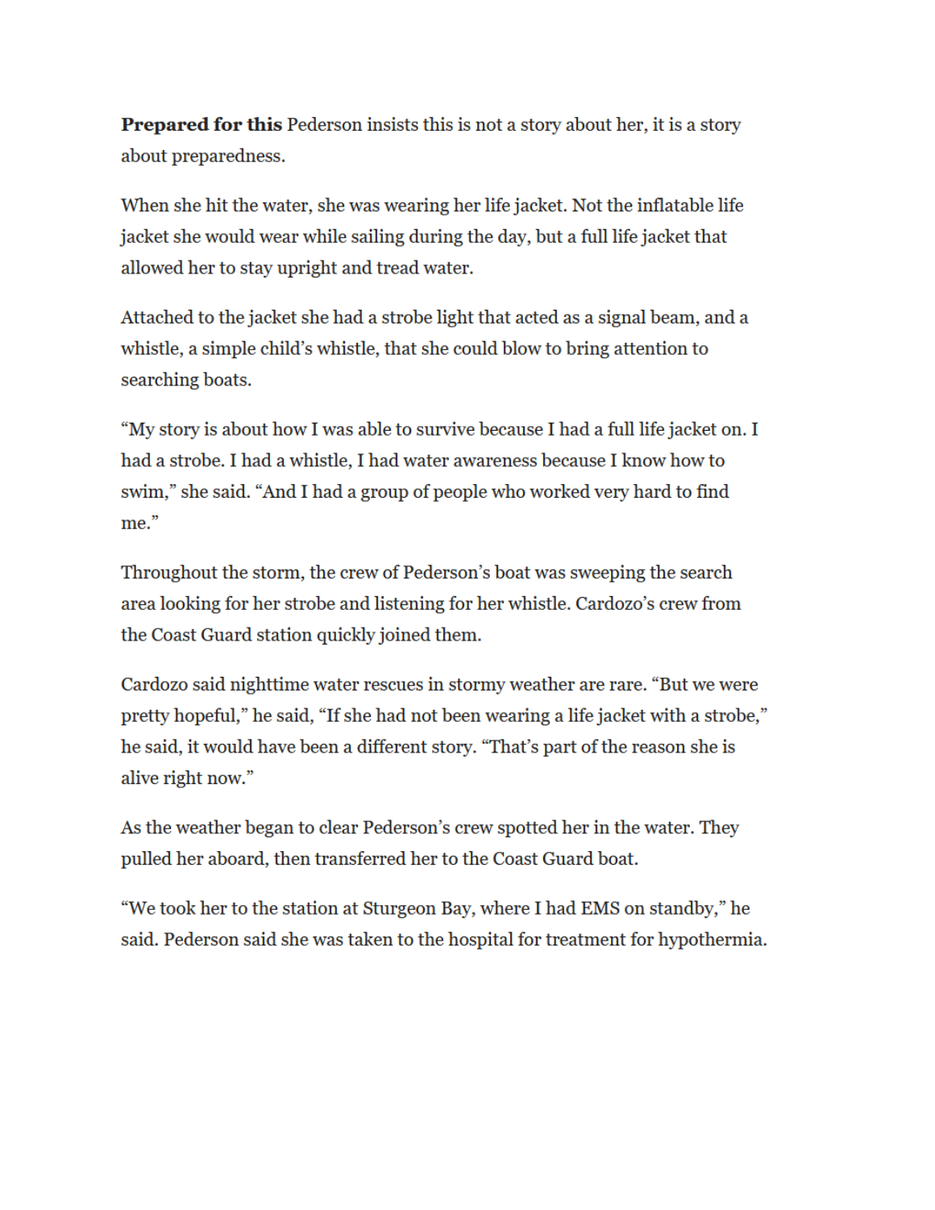**Prepared for this** Pederson insists this is not a story about her, it is a story about preparedness.

When she hit the water, she was wearing her life jacket. Not the inflatable life jacket she would wear while sailing during the day, but a full life jacket that allowed her to stay upright and tread water.

Attached to the jacket she had a strobe light that acted as a signal beam, and a whistle, a simple child's whistle, that she could blow to bring attention to searching boats.

"My story is about how I was able to survive because I had a full life jacket on. I had a strobe. I had a whistle, I had water awareness because I know how to swim," she said. "And I had a group of people who worked very hard to find me."

Throughout the storm, the crew of Pederson's boat was sweeping the search area looking for her strobe and listening for her whistle. Cardozo's crew from the Coast Guard station quickly joined them.

Cardozo said nighttime water rescues in stormy weather are rare. "But we were pretty hopeful," he said, "If she had not been wearing a life jacket with a strobe," he said, it would have been a different story. "That's part of the reason she is alive right now."

As the weather began to clear Pederson's crew spotted her in the water. They pulled her aboard, then transferred her to the Coast Guard boat.

"We took her to the station at Sturgeon Bay, where I had EMS on standby," he said. Pederson said she was taken to the hospital for treatment for hypothermia.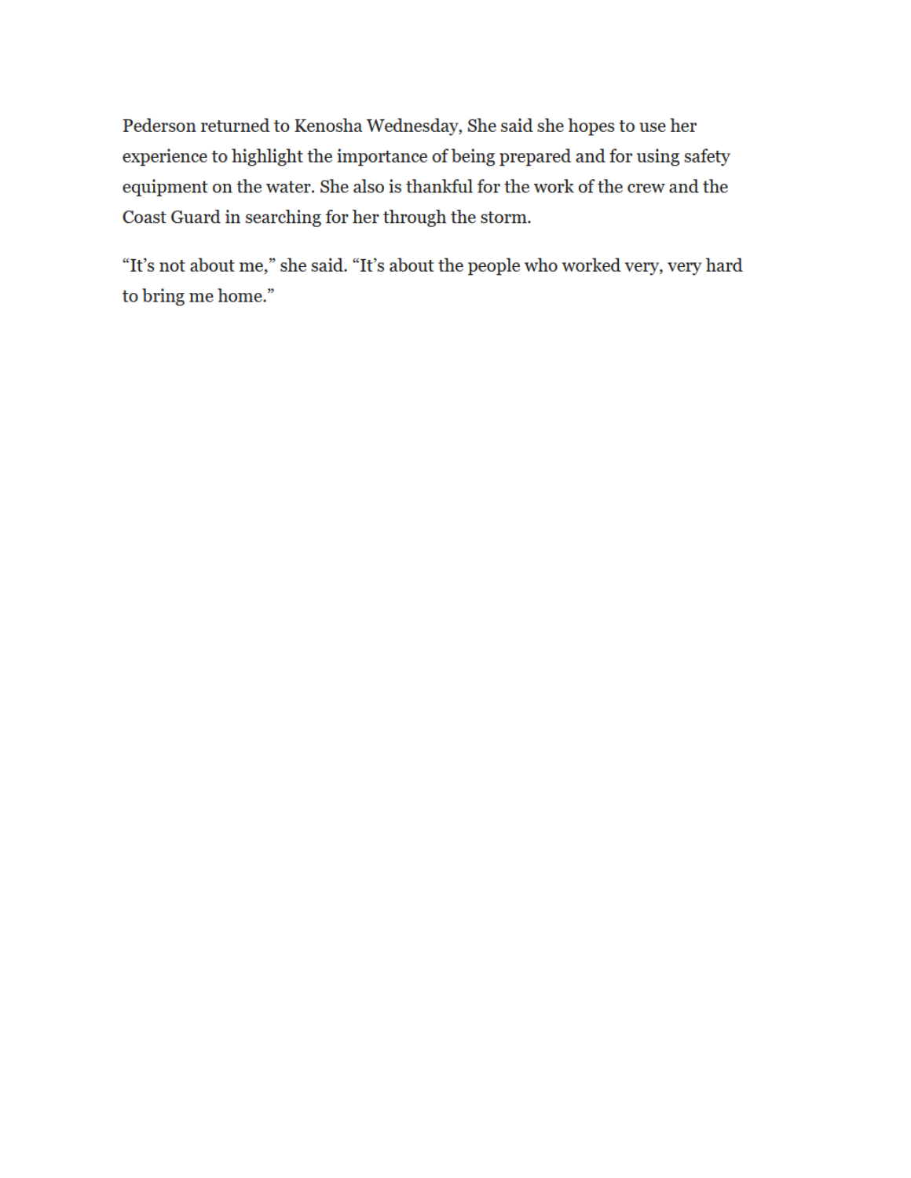Pederson returned to Kenosha Wednesday, She said she hopes to use her experience to highlight the importance of being prepared and for using safety equipment on the water. She also is thankful for the work of the crew and the Coast Guard in searching for her through the storm.

“It’s not about me,” she said. “It’s about the people who worked very, very hard to bring me home.”